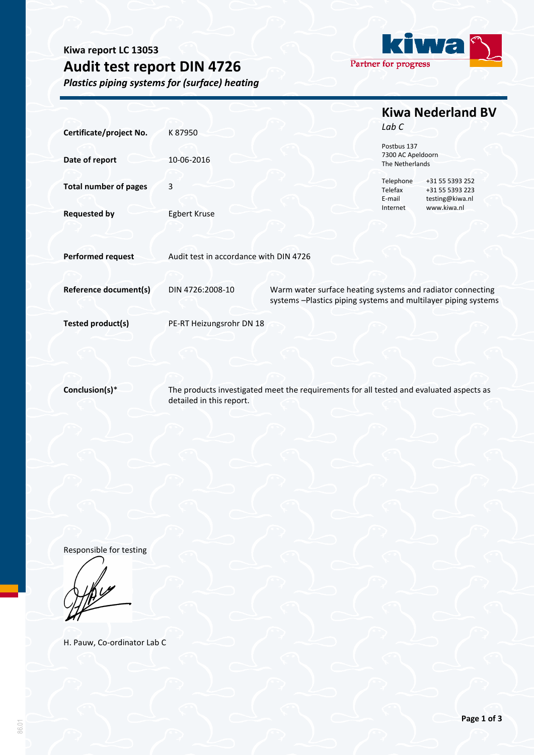**Kiwa report LC 13053**

# Audit test report DIN 4726

*Plastics piping systems for (surface) heating*

## Kiwa Nederland BV

*Lab C*

Postbus 137
7300 AC Apeldoorn
The Netherlands

Telephone +31 55 5393 252
Telefax +31 55 5393 223
E-mail testing@kiwa.nl
Internet www.kiwa.nl

| | | |
|---|---|---|
| **Certificate/project No.** | K 87950 | |
| **Date of report** | 10-06-2016 | |
| **Total number of pages** | 3 | |
| **Requested by** | Egbert Kruse | |
| **Performed request** | Audit test in accordance with DIN 4726 | |
| **Reference document(s)** | DIN 4726:2008-10 | Warm water surface heating systems and radiator connecting systems –Plastics piping systems and multilayer piping systems |
| **Tested product(s)** | PE-RT Heizungsrohr DN 18 | |
| **Conclusion(s)*** | The products investigated meet the requirements for all tested and evaluated aspects as detailed in this report. | |

Responsible for testing

H. Pauw, Co-ordinator Lab C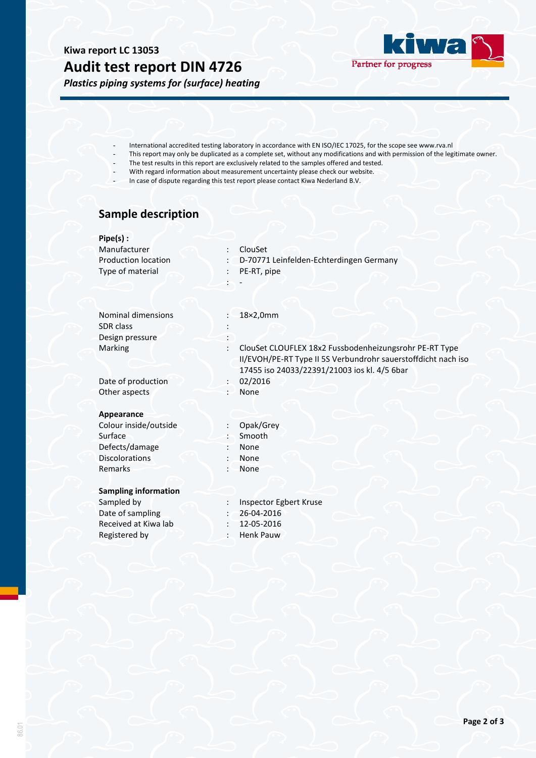**Kiwa report LC 13053**

# Audit test report DIN 4726

***Plastics piping systems for (surface) heating***

- International accredited testing laboratory in accordance with EN ISO/IEC 17025, for the scope see www.rva.nl
- This report may only be duplicated as a complete set, without any modifications and with permission of the legitimate owner.
- The test results in this report are exclusively related to the samples offered and tested.
- With regard information about measurement uncertainty please check our website.
- In case of dispute regarding this test report please contact Kiwa Nederland B.V.

## Sample description

**Pipe(s) :**

| | | |
|---|---|---|
| Manufacturer | : | ClouSet |
| Production location | : | D-70771 Leinfelden-Echterdingen Germany |
| Type of material | : | PE-RT, pipe |
| | : | - |
| Nominal dimensions | : | 18×2,0mm |
| SDR class | : | |
| Design pressure | : | |
| Marking | : | ClouSet CLOUFLEX 18x2 Fussbodenheizungsrohr PE-RT Type II/EVOH/PE-RT Type II 5S Verbundrohr sauerstoffdicht nach iso 17455 iso 24033/22391/21003 ios kl. 4/5 6bar |
| Date of production | : | 02/2016 |
| Other aspects | : | None |

**Appearance**

| | | |
|---|---|---|
| Colour inside/outside | : | Opak/Grey |
| Surface | : | Smooth |
| Defects/damage | : | None |
| Discolorations | : | None |
| Remarks | : | None |

**Sampling information**

| | | |
|---|---|---|
| Sampled by | : | Inspector Egbert Kruse |
| Date of sampling | : | 26-04-2016 |
| Received at Kiwa lab | : | 12-05-2016 |
| Registered by | : | Henk Pauw |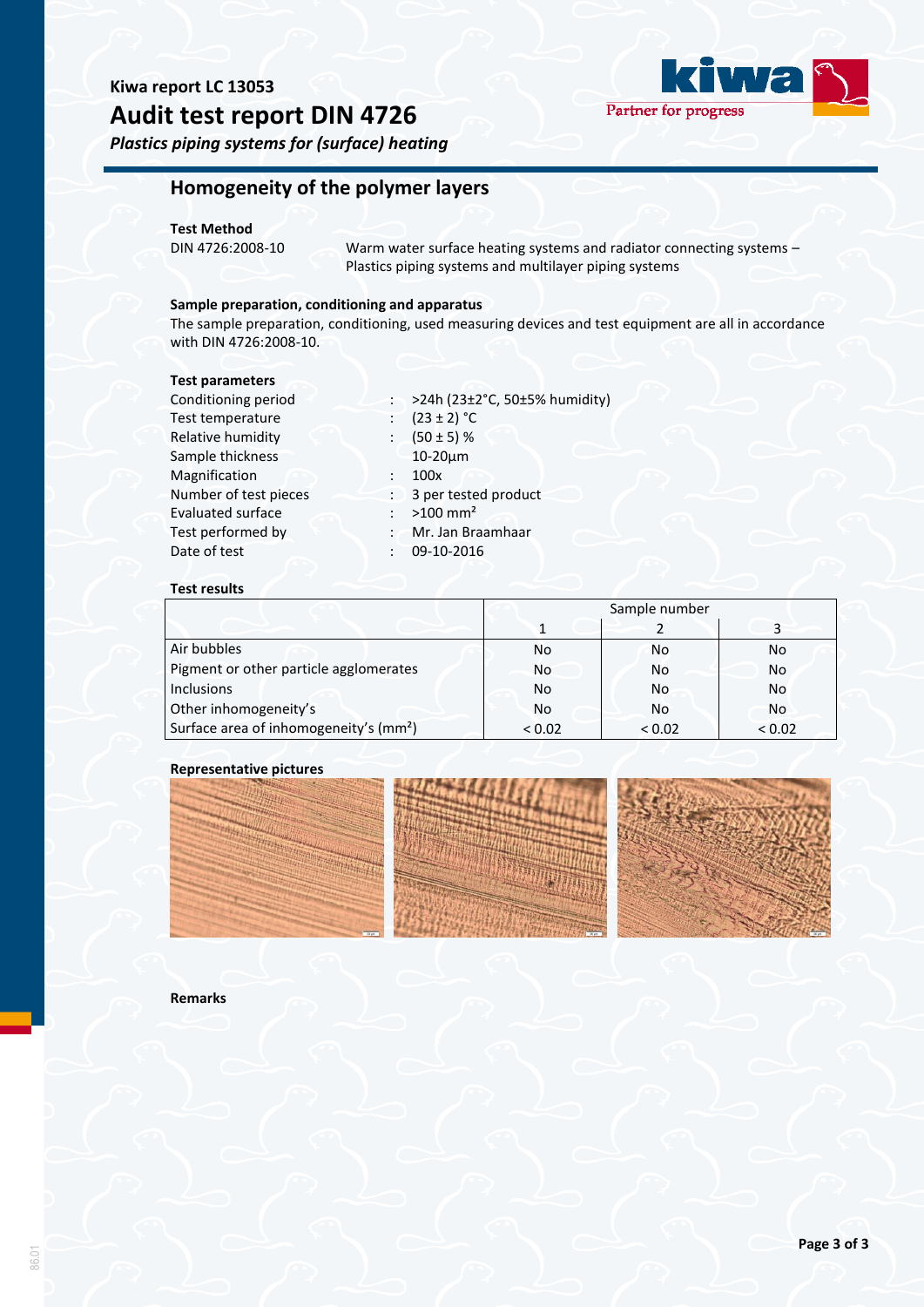**Kiwa report LC 13053**

# Audit test report DIN 4726

*Plastics piping systems for (surface) heating*

## Homogeneity of the polymer layers

**Test Method**

DIN 4726:2008-10 Warm water surface heating systems and radiator connecting systems – Plastics piping systems and multilayer piping systems

**Sample preparation, conditioning and apparatus**

The sample preparation, conditioning, used measuring devices and test equipment are all in accordance with DIN 4726:2008-10.

**Test parameters**

| | | |
|---|---|---|
| Conditioning period | : | >24h (23±2°C, 50±5% humidity) |
| Test temperature | : | (23 ± 2) °C |
| Relative humidity | : | (50 ± 5) % |
| Sample thickness | | 10-20µm |
| Magnification | : | 100x |
| Number of test pieces | : | 3 per tested product |
| Evaluated surface | : | >100 mm² |
| Test performed by | : | Mr. Jan Braamhaar |
| Date of test | : | 09-10-2016 |

**Test results**

| | Sample number | | |
|---|---|---|---|
| | 1 | 2 | 3 |
| Air bubbles | No | No | No |
| Pigment or other particle agglomerates | No | No | No |
| Inclusions | No | No | No |
| Other inhomogeneity's | No | No | No |
| Surface area of inhomogeneity's (mm²) | < 0.02 | < 0.02 | < 0.02 |

**Representative pictures**

**Remarks**